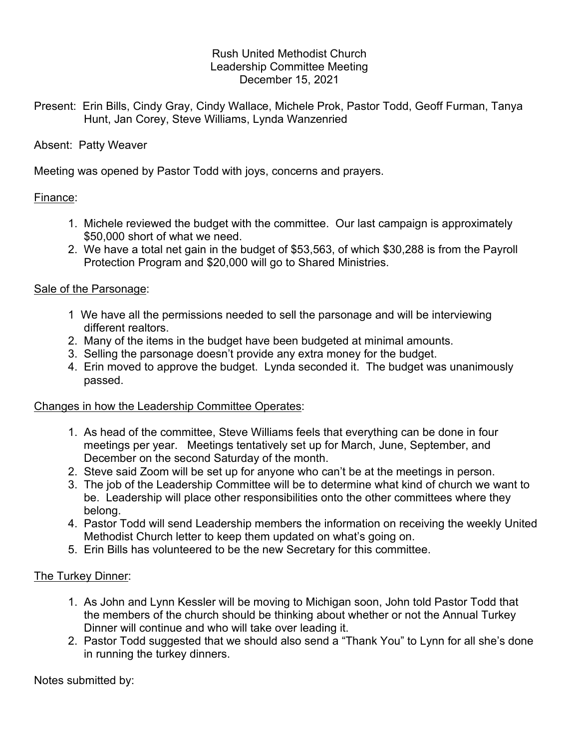Rush United Methodist Church
Leadership Committee Meeting
December 15, 2021

Present: Erin Bills, Cindy Gray, Cindy Wallace, Michele Prok, Pastor Todd, Geoff Furman, Tanya Hunt, Jan Corey, Steve Williams, Lynda Wanzenried

Absent: Patty Weaver

Meeting was opened by Pastor Todd with joys, concerns and prayers.

Finance:

1. Michele reviewed the budget with the committee. Our last campaign is approximately $50,000 short of what we need.
2. We have a total net gain in the budget of $53,563, of which $30,288 is from the Payroll Protection Program and $20,000 will go to Shared Ministries.

Sale of the Parsonage:

1 We have all the permissions needed to sell the parsonage and will be interviewing different realtors.
2. Many of the items in the budget have been budgeted at minimal amounts.
3. Selling the parsonage doesn't provide any extra money for the budget.
4. Erin moved to approve the budget. Lynda seconded it. The budget was unanimously passed.

Changes in how the Leadership Committee Operates:

1. As head of the committee, Steve Williams feels that everything can be done in four meetings per year. Meetings tentatively set up for March, June, September, and December on the second Saturday of the month.
2. Steve said Zoom will be set up for anyone who can't be at the meetings in person.
3. The job of the Leadership Committee will be to determine what kind of church we want to be. Leadership will place other responsibilities onto the other committees where they belong.
4. Pastor Todd will send Leadership members the information on receiving the weekly United Methodist Church letter to keep them updated on what's going on.
5. Erin Bills has volunteered to be the new Secretary for this committee.

The Turkey Dinner:

1. As John and Lynn Kessler will be moving to Michigan soon, John told Pastor Todd that the members of the church should be thinking about whether or not the Annual Turkey Dinner will continue and who will take over leading it.
2. Pastor Todd suggested that we should also send a "Thank You" to Lynn for all she's done in running the turkey dinners.

Notes submitted by: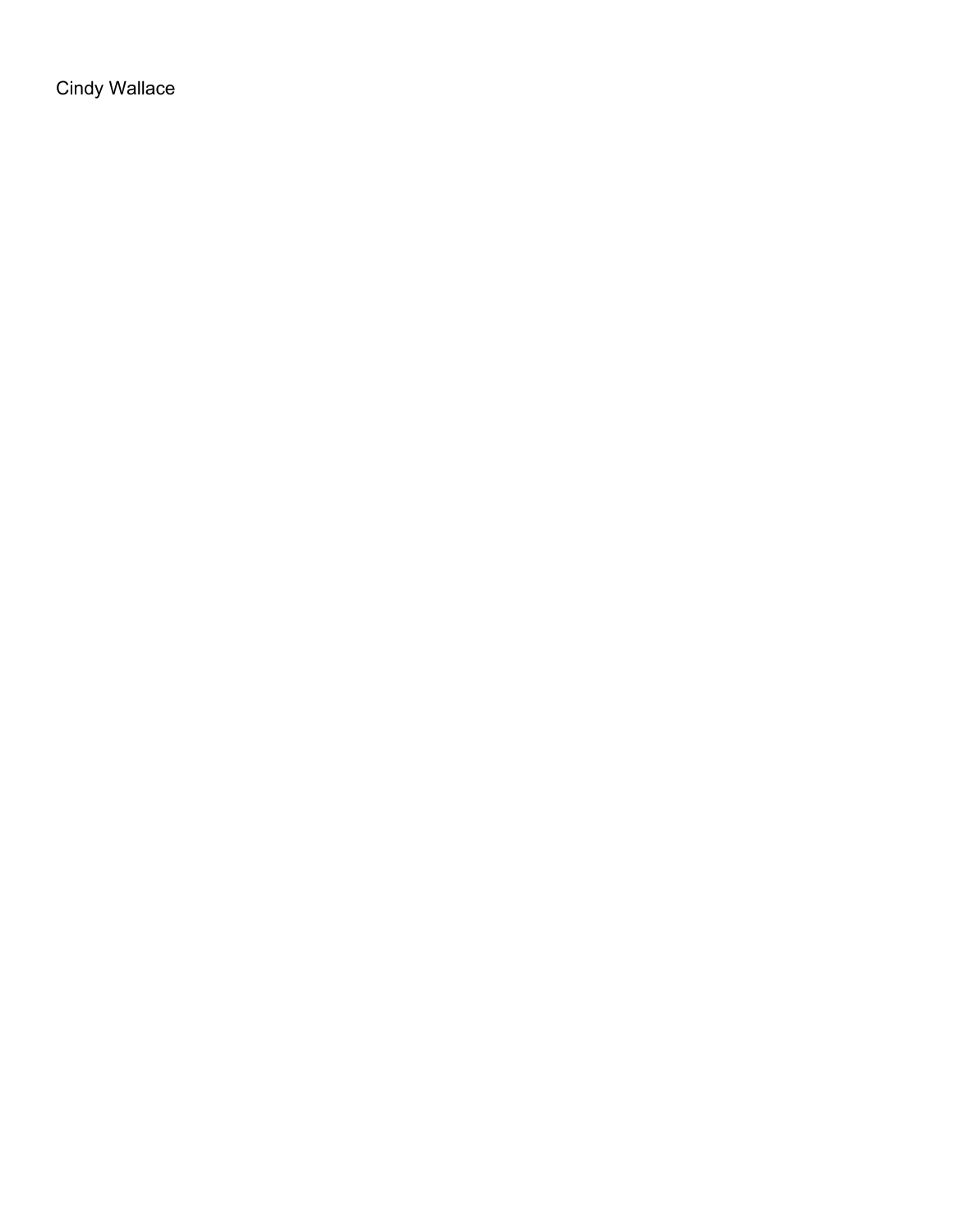Cindy Wallace